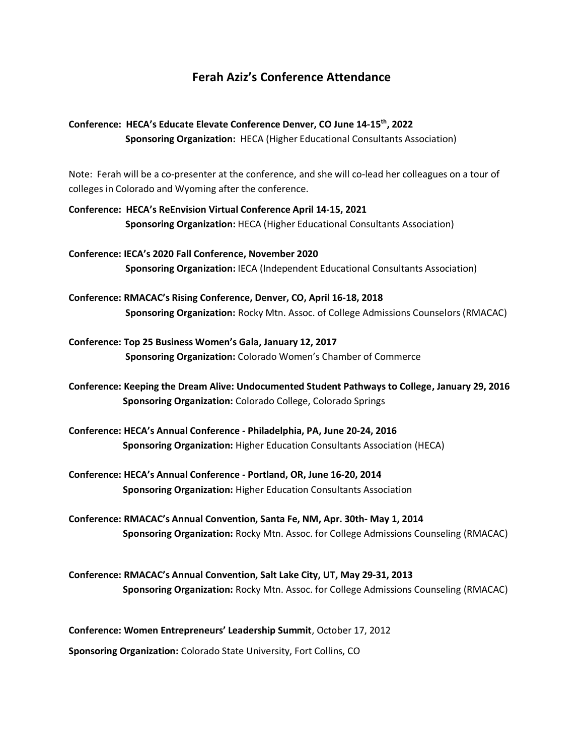# Ferah Aziz's Conference Attendance

**Conference: HECA's Educate Elevate Conference Denver, CO June 14-15th, 2022**
**Sponsoring Organization:** HECA (Higher Educational Consultants Association)

Note: Ferah will be a co-presenter at the conference, and she will co-lead her colleagues on a tour of colleges in Colorado and Wyoming after the conference.

**Conference: HECA's ReEnvision Virtual Conference April 14-15, 2021**
**Sponsoring Organization:** HECA (Higher Educational Consultants Association)

**Conference: IECA's 2020 Fall Conference, November 2020**
**Sponsoring Organization:** IECA (Independent Educational Consultants Association)

**Conference: RMACAC's Rising Conference, Denver, CO, April 16-18, 2018**
**Sponsoring Organization:** Rocky Mtn. Assoc. of College Admissions Counselors (RMACAC)

**Conference: Top 25 Business Women's Gala, January 12, 2017**
**Sponsoring Organization:** Colorado Women's Chamber of Commerce

**Conference: Keeping the Dream Alive: Undocumented Student Pathways to College, January 29, 2016**
**Sponsoring Organization:** Colorado College, Colorado Springs

**Conference: HECA's Annual Conference - Philadelphia, PA, June 20-24, 2016**
**Sponsoring Organization:** Higher Education Consultants Association (HECA)

**Conference: HECA's Annual Conference - Portland, OR, June 16-20, 2014**
**Sponsoring Organization:** Higher Education Consultants Association

**Conference: RMACAC's Annual Convention, Santa Fe, NM, Apr. 30th- May 1, 2014**
**Sponsoring Organization:** Rocky Mtn. Assoc. for College Admissions Counseling (RMACAC)

**Conference: RMACAC's Annual Convention, Salt Lake City, UT, May 29-31, 2013**
**Sponsoring Organization:** Rocky Mtn. Assoc. for College Admissions Counseling (RMACAC)

**Conference: Women Entrepreneurs' Leadership Summit**, October 17, 2012

**Sponsoring Organization:** Colorado State University, Fort Collins, CO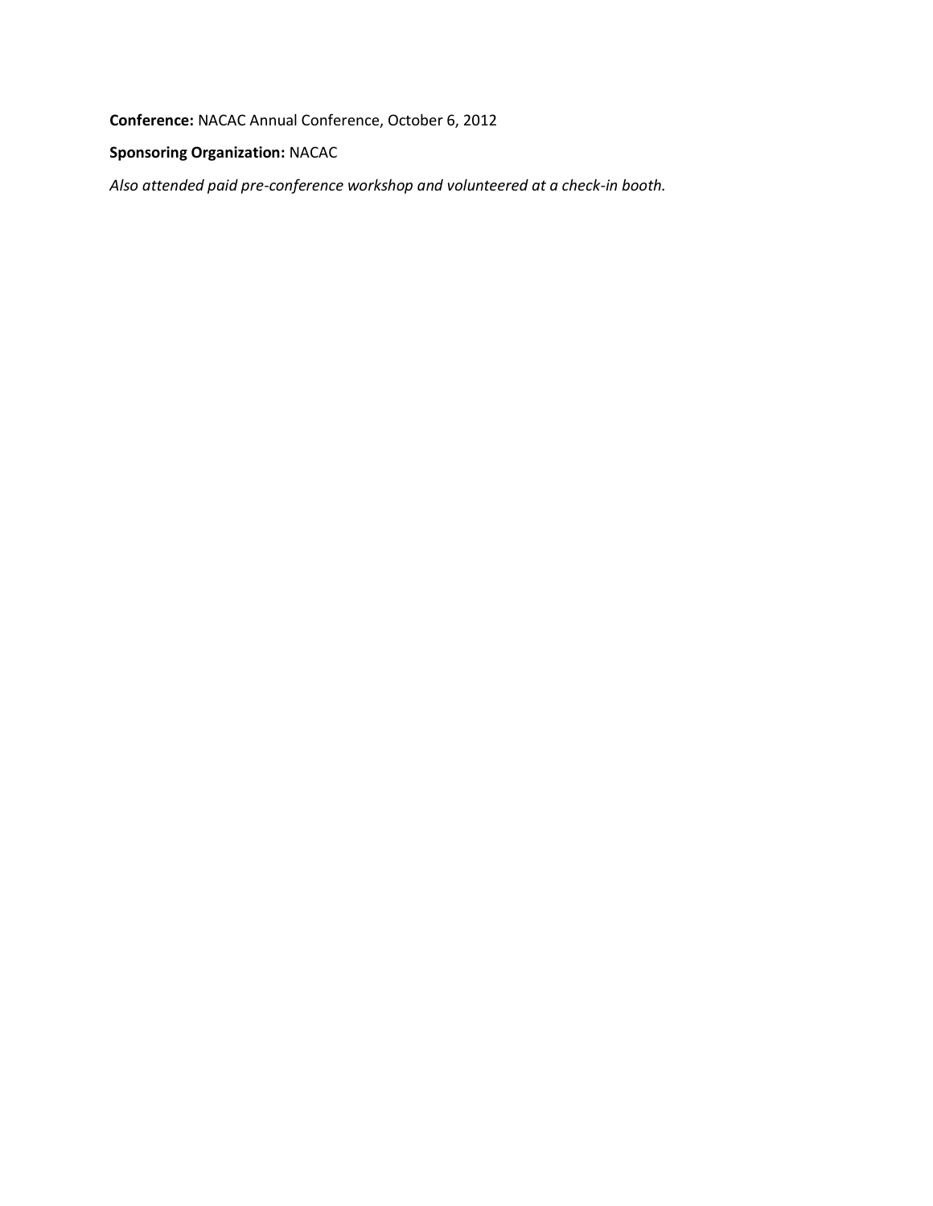**Conference:** NACAC Annual Conference, October 6, 2012

**Sponsoring Organization:** NACAC

*Also attended paid pre-conference workshop and volunteered at a check-in booth.*